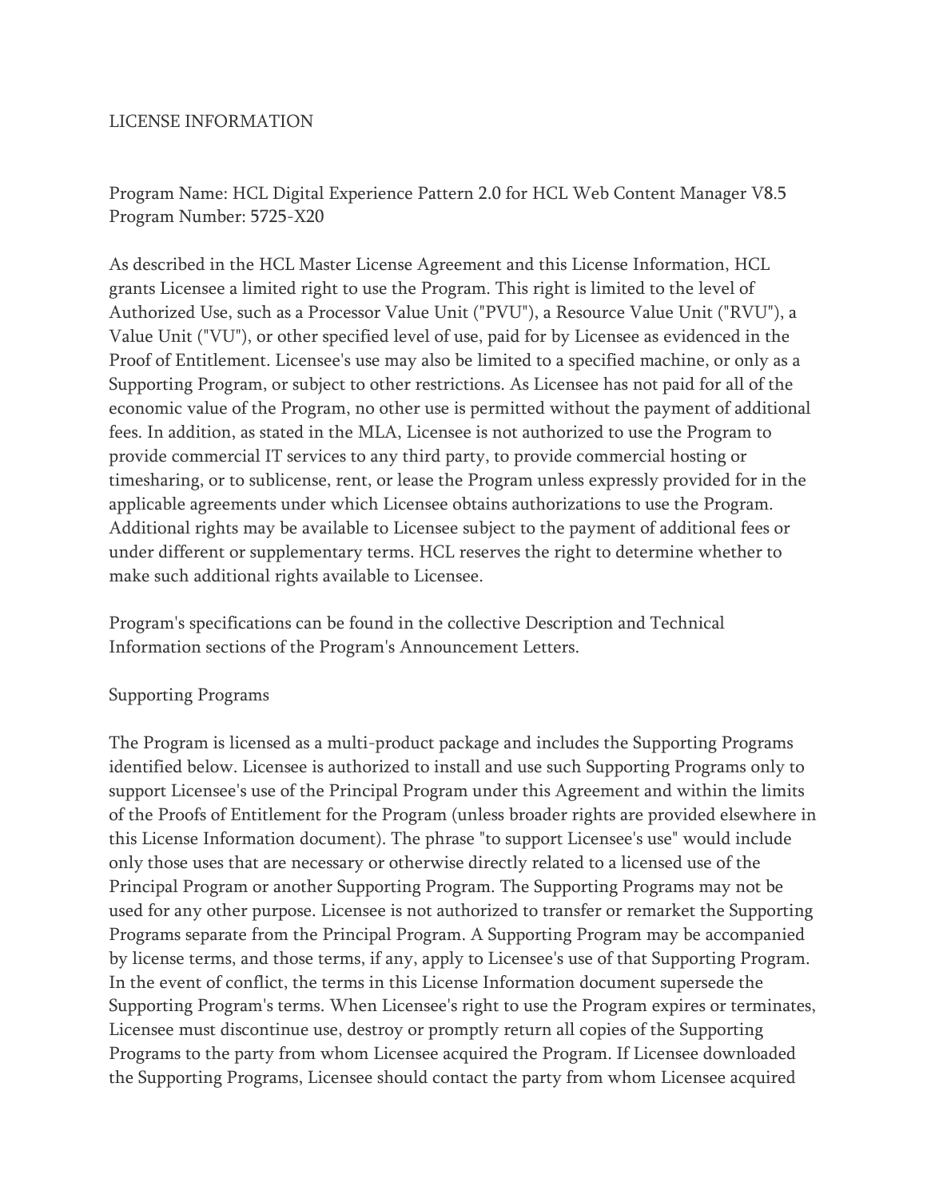# LICENSE INFORMATION

Program Name: HCL Digital Experience Pattern 2.0 for HCL Web Content Manager V8.5
Program Number: 5725-X20

As described in the HCL Master License Agreement and this License Information, HCL grants Licensee a limited right to use the Program. This right is limited to the level of Authorized Use, such as a Processor Value Unit ("PVU"), a Resource Value Unit ("RVU"), a Value Unit ("VU"), or other specified level of use, paid for by Licensee as evidenced in the Proof of Entitlement. Licensee's use may also be limited to a specified machine, or only as a Supporting Program, or subject to other restrictions. As Licensee has not paid for all of the economic value of the Program, no other use is permitted without the payment of additional fees. In addition, as stated in the MLA, Licensee is not authorized to use the Program to provide commercial IT services to any third party, to provide commercial hosting or timesharing, or to sublicense, rent, or lease the Program unless expressly provided for in the applicable agreements under which Licensee obtains authorizations to use the Program. Additional rights may be available to Licensee subject to the payment of additional fees or under different or supplementary terms. HCL reserves the right to determine whether to make such additional rights available to Licensee.

Program's specifications can be found in the collective Description and Technical Information sections of the Program's Announcement Letters.

## Supporting Programs

The Program is licensed as a multi-product package and includes the Supporting Programs identified below. Licensee is authorized to install and use such Supporting Programs only to support Licensee's use of the Principal Program under this Agreement and within the limits of the Proofs of Entitlement for the Program (unless broader rights are provided elsewhere in this License Information document). The phrase "to support Licensee's use" would include only those uses that are necessary or otherwise directly related to a licensed use of the Principal Program or another Supporting Program. The Supporting Programs may not be used for any other purpose. Licensee is not authorized to transfer or remarket the Supporting Programs separate from the Principal Program. A Supporting Program may be accompanied by license terms, and those terms, if any, apply to Licensee's use of that Supporting Program. In the event of conflict, the terms in this License Information document supersede the Supporting Program's terms. When Licensee's right to use the Program expires or terminates, Licensee must discontinue use, destroy or promptly return all copies of the Supporting Programs to the party from whom Licensee acquired the Program. If Licensee downloaded the Supporting Programs, Licensee should contact the party from whom Licensee acquired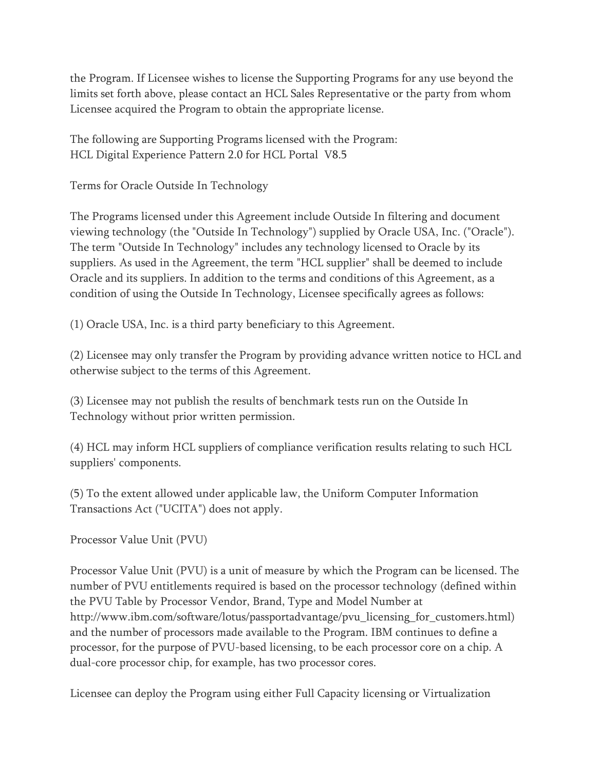the Program. If Licensee wishes to license the Supporting Programs for any use beyond the limits set forth above, please contact an HCL Sales Representative or the party from whom Licensee acquired the Program to obtain the appropriate license.

The following are Supporting Programs licensed with the Program:
HCL Digital Experience Pattern 2.0 for HCL Portal V8.5

## Terms for Oracle Outside In Technology

The Programs licensed under this Agreement include Outside In filtering and document viewing technology (the "Outside In Technology") supplied by Oracle USA, Inc. ("Oracle"). The term "Outside In Technology" includes any technology licensed to Oracle by its suppliers. As used in the Agreement, the term "HCL supplier" shall be deemed to include Oracle and its suppliers. In addition to the terms and conditions of this Agreement, as a condition of using the Outside In Technology, Licensee specifically agrees as follows:

(1) Oracle USA, Inc. is a third party beneficiary to this Agreement.

(2) Licensee may only transfer the Program by providing advance written notice to HCL and otherwise subject to the terms of this Agreement.

(3) Licensee may not publish the results of benchmark tests run on the Outside In Technology without prior written permission.

(4) HCL may inform HCL suppliers of compliance verification results relating to such HCL suppliers' components.

(5) To the extent allowed under applicable law, the Uniform Computer Information Transactions Act ("UCITA") does not apply.

## Processor Value Unit (PVU)

Processor Value Unit (PVU) is a unit of measure by which the Program can be licensed. The number of PVU entitlements required is based on the processor technology (defined within the PVU Table by Processor Vendor, Brand, Type and Model Number at http://www.ibm.com/software/lotus/passportadvantage/pvu_licensing_for_customers.html) and the number of processors made available to the Program. IBM continues to define a processor, for the purpose of PVU-based licensing, to be each processor core on a chip. A dual-core processor chip, for example, has two processor cores.

Licensee can deploy the Program using either Full Capacity licensing or Virtualization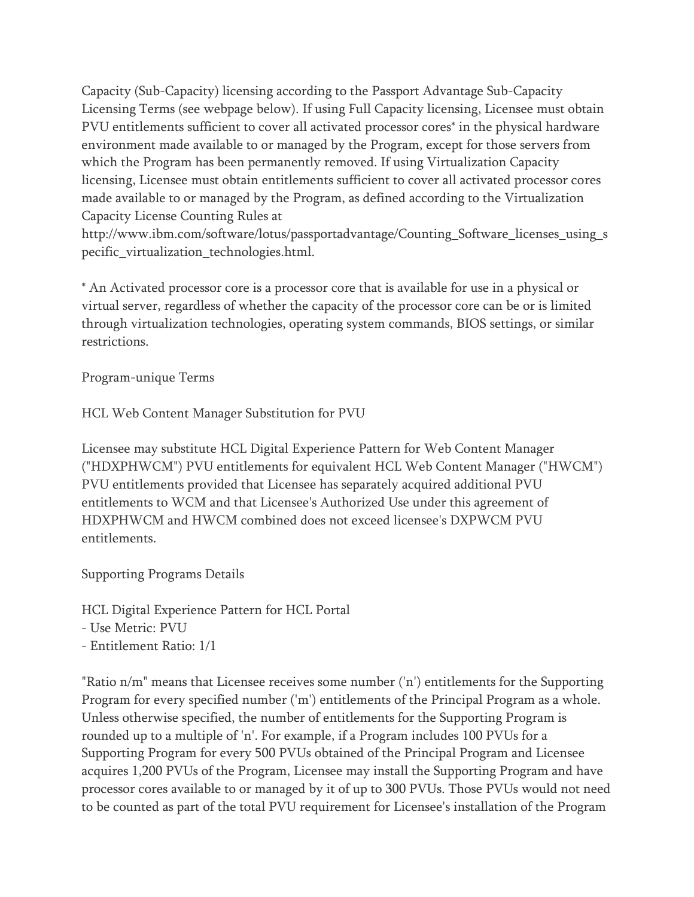Capacity (Sub-Capacity) licensing according to the Passport Advantage Sub-Capacity Licensing Terms (see webpage below). If using Full Capacity licensing, Licensee must obtain PVU entitlements sufficient to cover all activated processor cores* in the physical hardware environment made available to or managed by the Program, except for those servers from which the Program has been permanently removed. If using Virtualization Capacity licensing, Licensee must obtain entitlements sufficient to cover all activated processor cores made available to or managed by the Program, as defined according to the Virtualization Capacity License Counting Rules at http://www.ibm.com/software/lotus/passportadvantage/Counting_Software_licenses_using_specific_virtualization_technologies.html.

* An Activated processor core is a processor core that is available for use in a physical or virtual server, regardless of whether the capacity of the processor core can be or is limited through virtualization technologies, operating system commands, BIOS settings, or similar restrictions.

Program-unique Terms

HCL Web Content Manager Substitution for PVU

Licensee may substitute HCL Digital Experience Pattern for Web Content Manager ("HDXPHWCM") PVU entitlements for equivalent HCL Web Content Manager ("HWCM") PVU entitlements provided that Licensee has separately acquired additional PVU entitlements to WCM and that Licensee's Authorized Use under this agreement of HDXPHWCM and HWCM combined does not exceed licensee's DXPWCM PVU entitlements.

Supporting Programs Details

HCL Digital Experience Pattern for HCL Portal
- Use Metric: PVU
- Entitlement Ratio: 1/1

"Ratio n/m" means that Licensee receives some number ('n') entitlements for the Supporting Program for every specified number ('m') entitlements of the Principal Program as a whole. Unless otherwise specified, the number of entitlements for the Supporting Program is rounded up to a multiple of 'n'. For example, if a Program includes 100 PVUs for a Supporting Program for every 500 PVUs obtained of the Principal Program and Licensee acquires 1,200 PVUs of the Program, Licensee may install the Supporting Program and have processor cores available to or managed by it of up to 300 PVUs. Those PVUs would not need to be counted as part of the total PVU requirement for Licensee's installation of the Program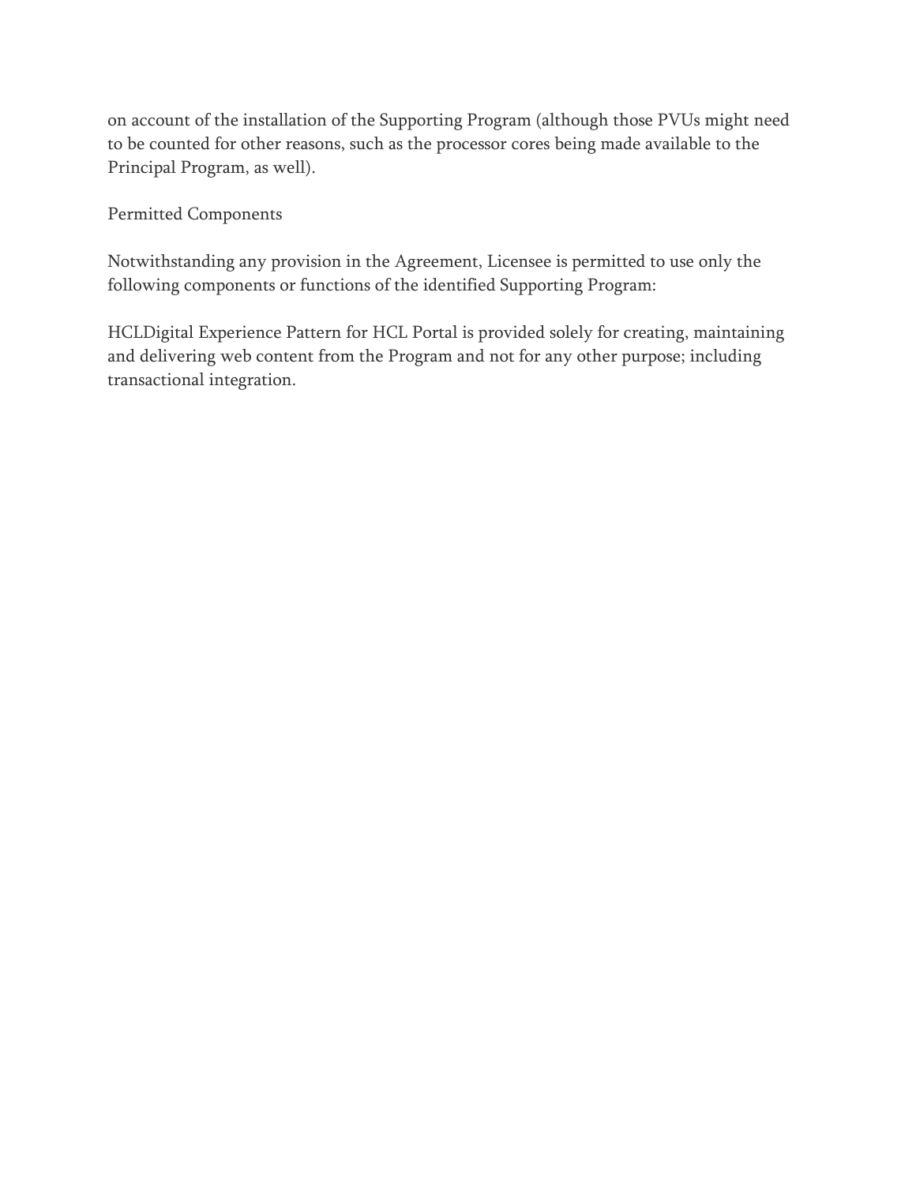on account of the installation of the Supporting Program (although those PVUs might need to be counted for other reasons, such as the processor cores being made available to the Principal Program, as well).

## Permitted Components

Notwithstanding any provision in the Agreement, Licensee is permitted to use only the following components or functions of the identified Supporting Program:

HCLDigital Experience Pattern for HCL Portal is provided solely for creating, maintaining and delivering web content from the Program and not for any other purpose; including transactional integration.